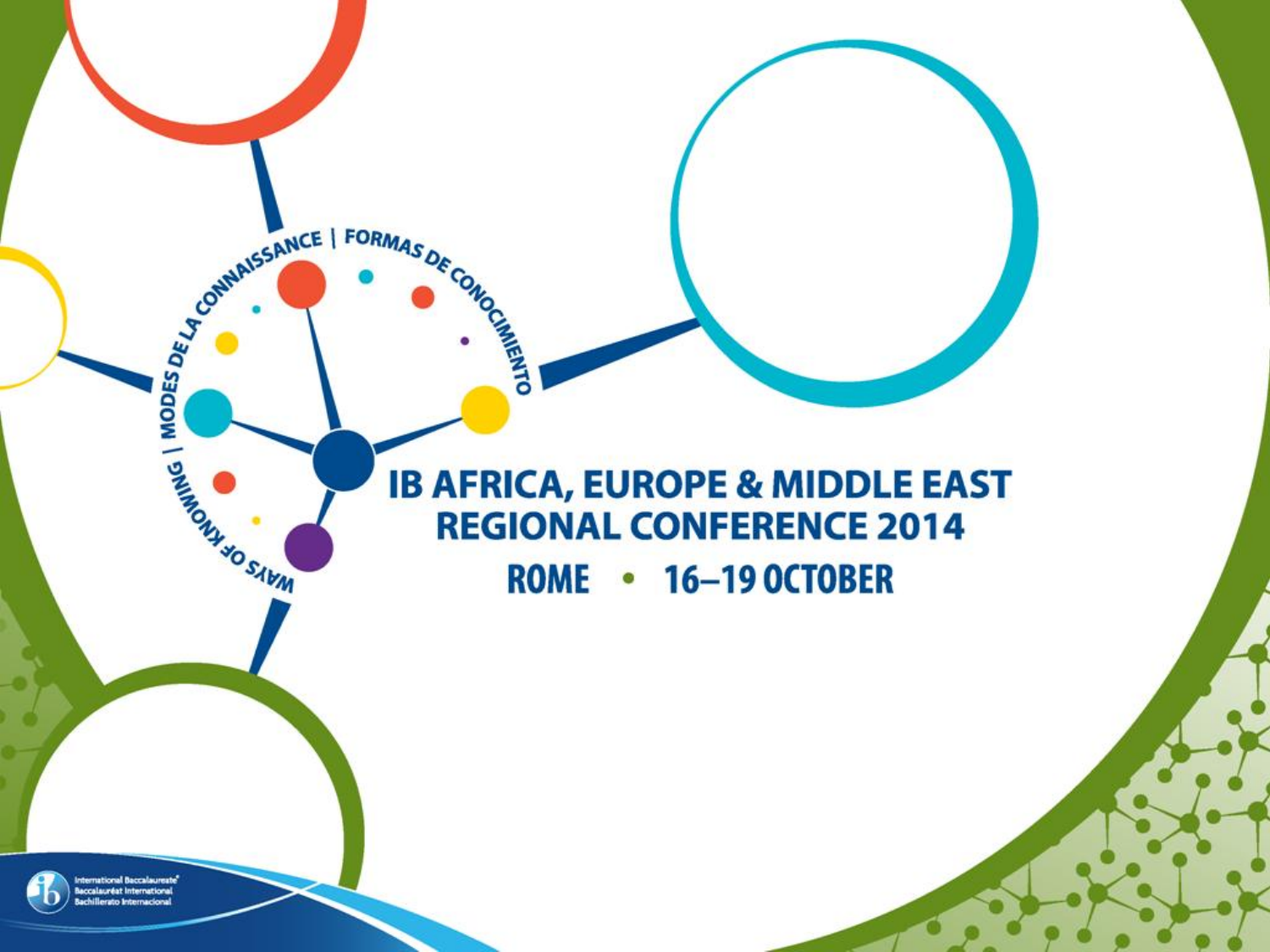WAYS OF KNOWING | MODES DE LA CONNAISSANCE | FORMAS DE CONOCIMIENTO

# IB AFRICA, EUROPE & MIDDLE EAST REGIONAL CONFERENCE 2014

## ROME • 16–19 OCTOBER

International Baccalaureate®
Baccalauréat International
Bachillerato Internacional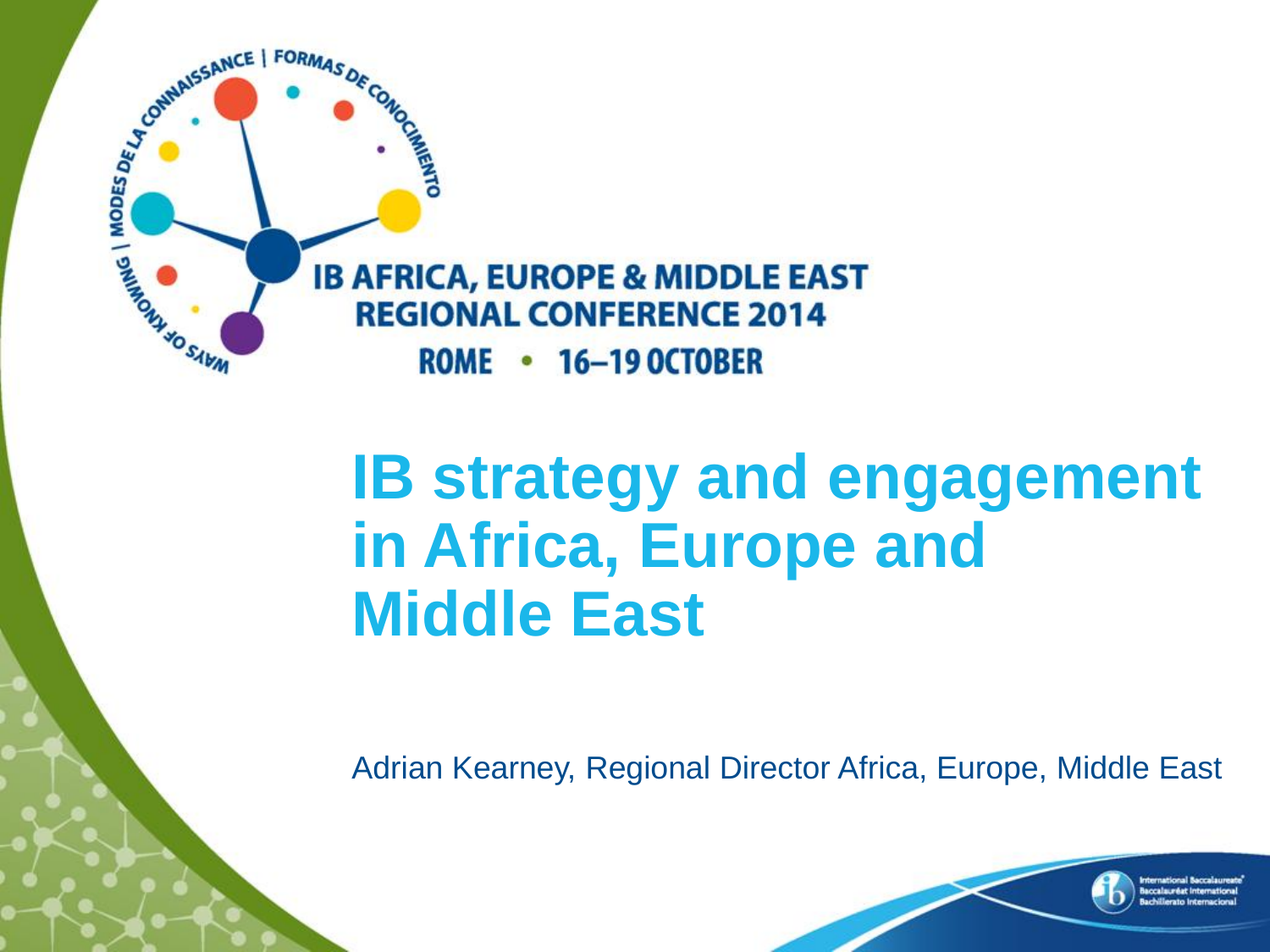IB AFRICA, EUROPE & MIDDLE EAST
REGIONAL CONFERENCE 2014
ROME • 16–19 OCTOBER

# IB strategy and engagement in Africa, Europe and Middle East

Adrian Kearney, Regional Director Africa, Europe, Middle East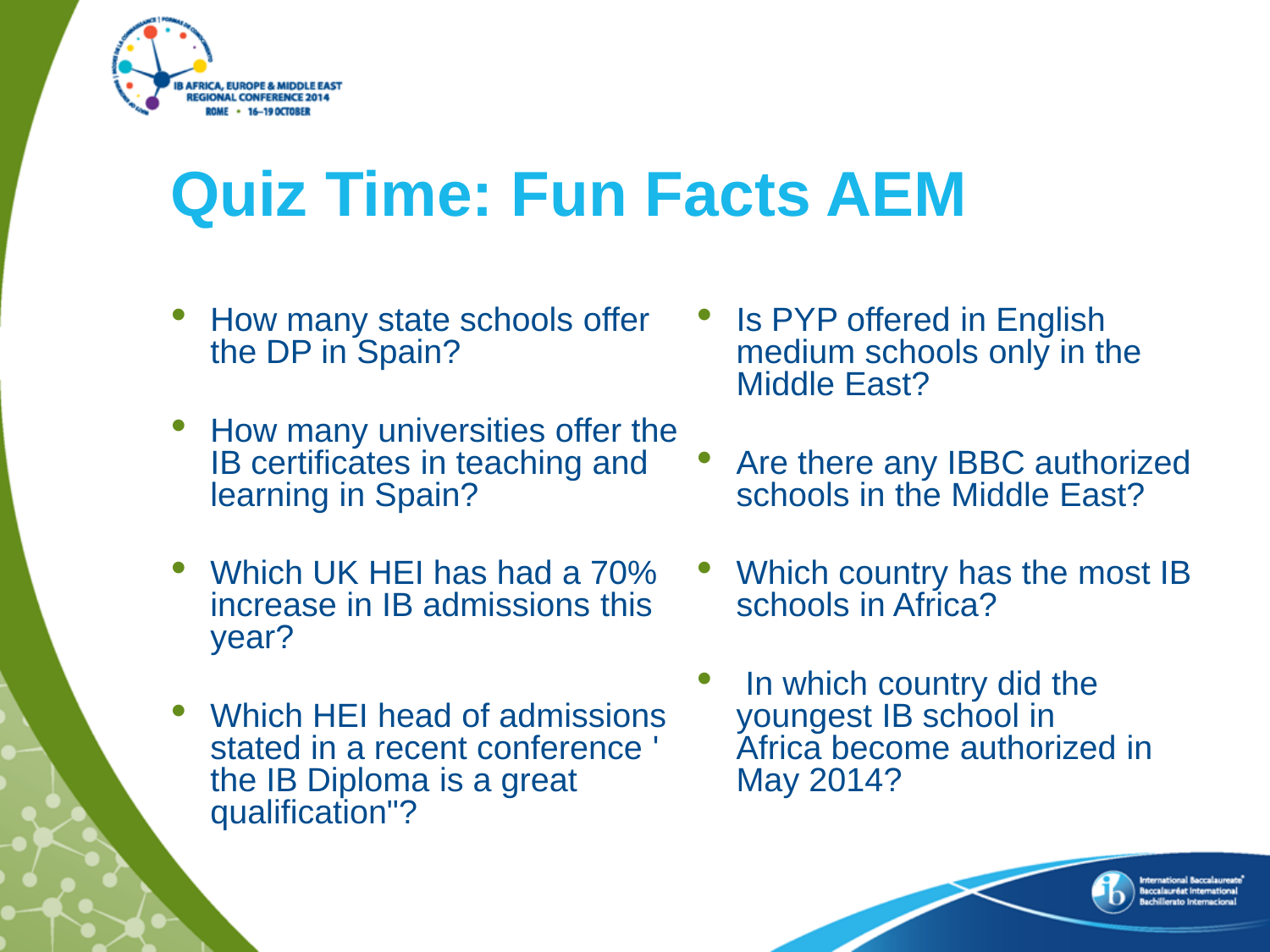# Quiz Time: Fun Facts AEM

- How many state schools offer the DP in Spain?
- How many universities offer the IB certificates in teaching and learning in Spain?
- Which UK HEI has had a 70% increase in IB admissions this year?
- Which HEI head of admissions stated in a recent conference ' the IB Diploma is a great qualification"?
- Is PYP offered in English medium schools only in the Middle East?
- Are there any IBBC authorized schools in the Middle East?
- Which country has the most IB schools in Africa?
- In which country did the youngest IB school in Africa become authorized in May 2014?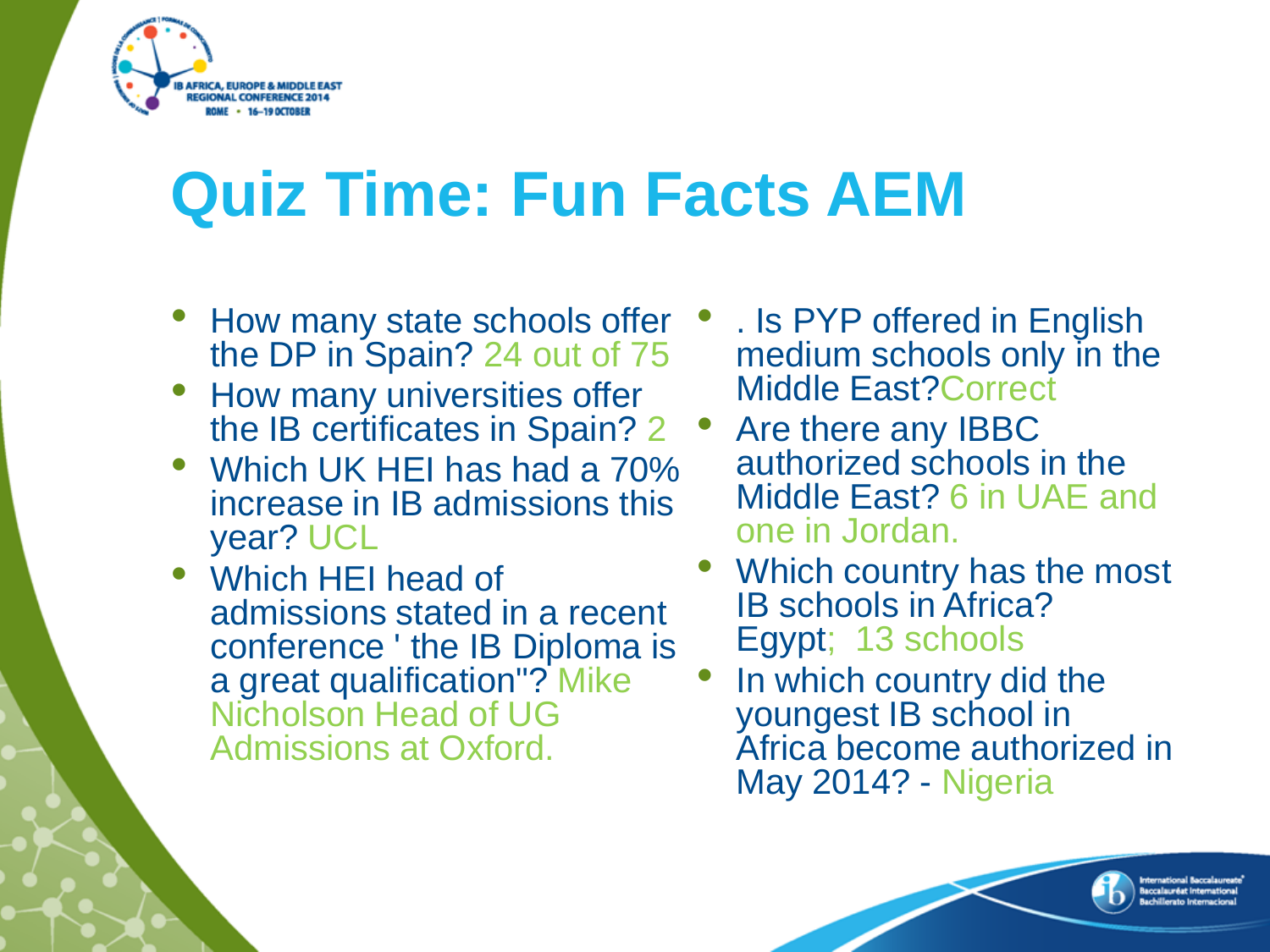# Quiz Time: Fun Facts AEM

- How many state schools offer the DP in Spain? 24 out of 75
- How many universities offer the IB certificates in Spain? 2
- Which UK HEI has had a 70% increase in IB admissions this year? UCL
- Which HEI head of admissions stated in a recent conference ' the IB Diploma is a great qualification"? Mike Nicholson Head of UG Admissions at Oxford.
- . Is PYP offered in English medium schools only in the Middle East?Correct
- Are there any IBBC authorized schools in the Middle East? 6 in UAE and one in Jordan.
- Which country has the most IB schools in Africa? Egypt; 13 schools
- In which country did the youngest IB school in Africa become authorized in May 2014? - Nigeria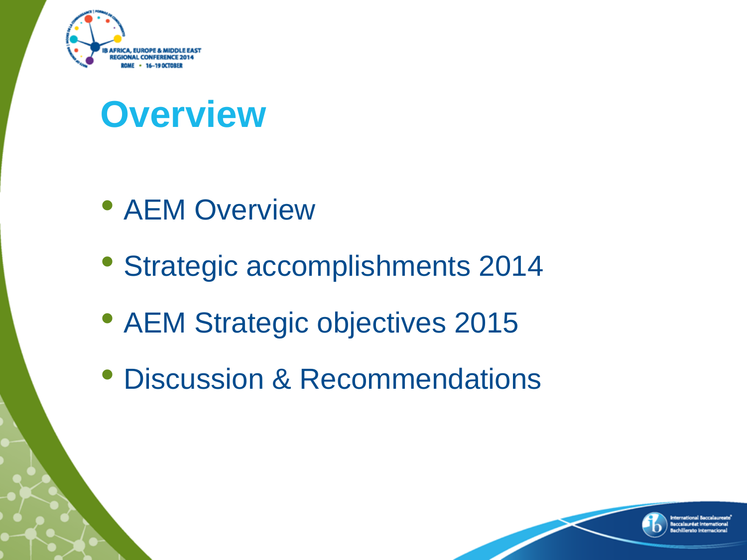# Overview

- AEM Overview
- Strategic accomplishments 2014
- AEM Strategic objectives 2015
- Discussion & Recommendations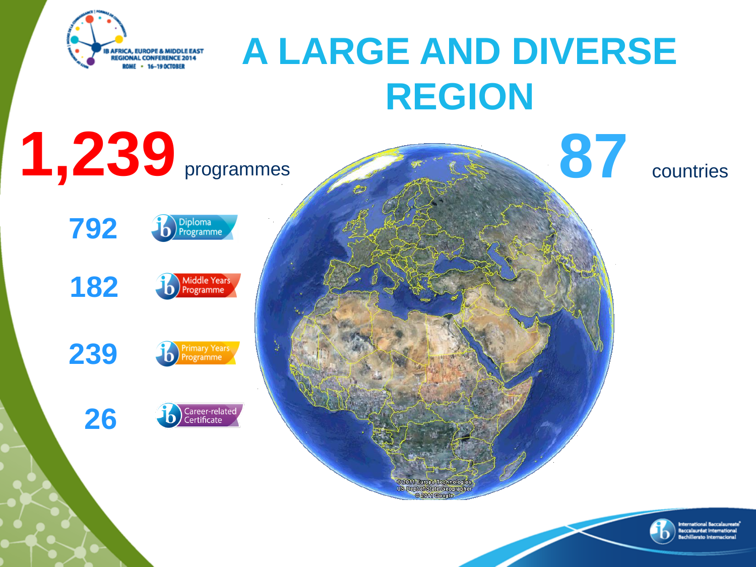# A LARGE AND DIVERSE REGION

**1,239** programmes

**87** countries

| | |
|---|---|
| 792 | Diploma Programme |
| 182 | Middle Years Programme |
| 239 | Primary Years Programme |
| 26 | Career-related Certificate |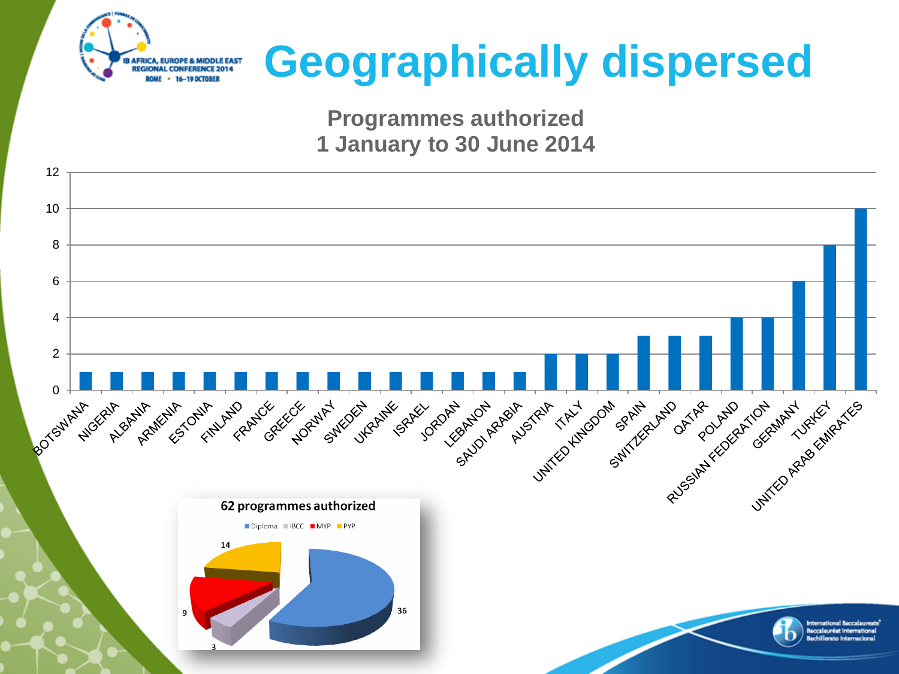# Geographically dispersed

## Programmes authorized
## 1 January to 30 June 2014

| Country | Programmes |
|---|---|
| BOTSWANA | 1 |
| NIGERIA | 1 |
| ALBANIA | 1 |
| ARMENIA | 1 |
| ESTONIA | 1 |
| FINLAND | 1 |
| FRANCE | 1 |
| GREECE | 1 |
| NORWAY | 1 |
| SWEDEN | 1 |
| UKRAINE | 1 |
| ISRAEL | 1 |
| JORDAN | 1 |
| LEBANON | 1 |
| SAUDI ARABIA | 1 |
| AUSTRIA | 2 |
| ITALY | 2 |
| UNITED KINGDOM | 2 |
| SPAIN | 3 |
| SWITZERLAND | 3 |
| QATAR | 3 |
| POLAND | 4 |
| RUSSIAN FEDERATION | 4 |
| GERMANY | 6 |
| TURKEY | 8 |
| UNITED ARAB EMIRATES | 10 |

**62 programmes authorized**

| Programme | Number |
|---|---|
| Diploma | 36 |
| IBCC | 3 |
| MYP | 9 |
| PYP | 14 |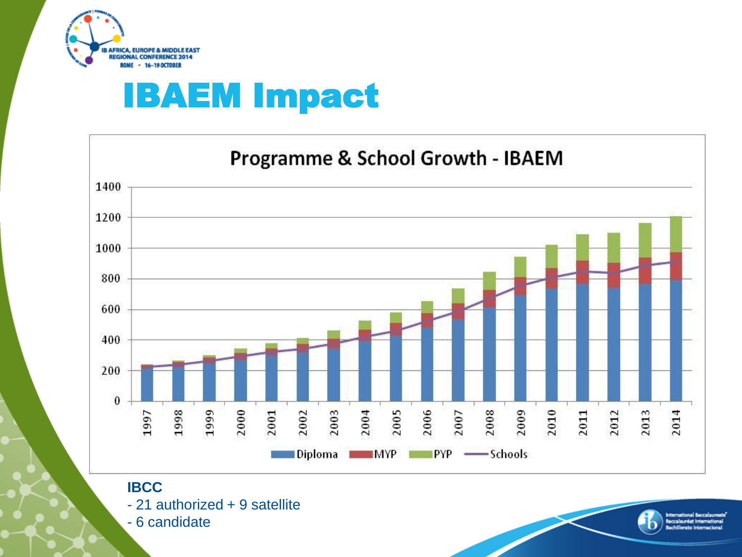# IBAEM Impact

**Programme & School Growth - IBAEM**

Legend: Diploma, MYP, PYP, Schools

Years: 1997, 1998, 1999, 2000, 2001, 2002, 2003, 2004, 2005, 2006, 2007, 2008, 2009, 2010, 2011, 2012, 2013, 2014

Y-axis: 0, 200, 400, 600, 800, 1000, 1200, 1400

**IBCC**

- 21 authorized + 9 satellite
- 6 candidate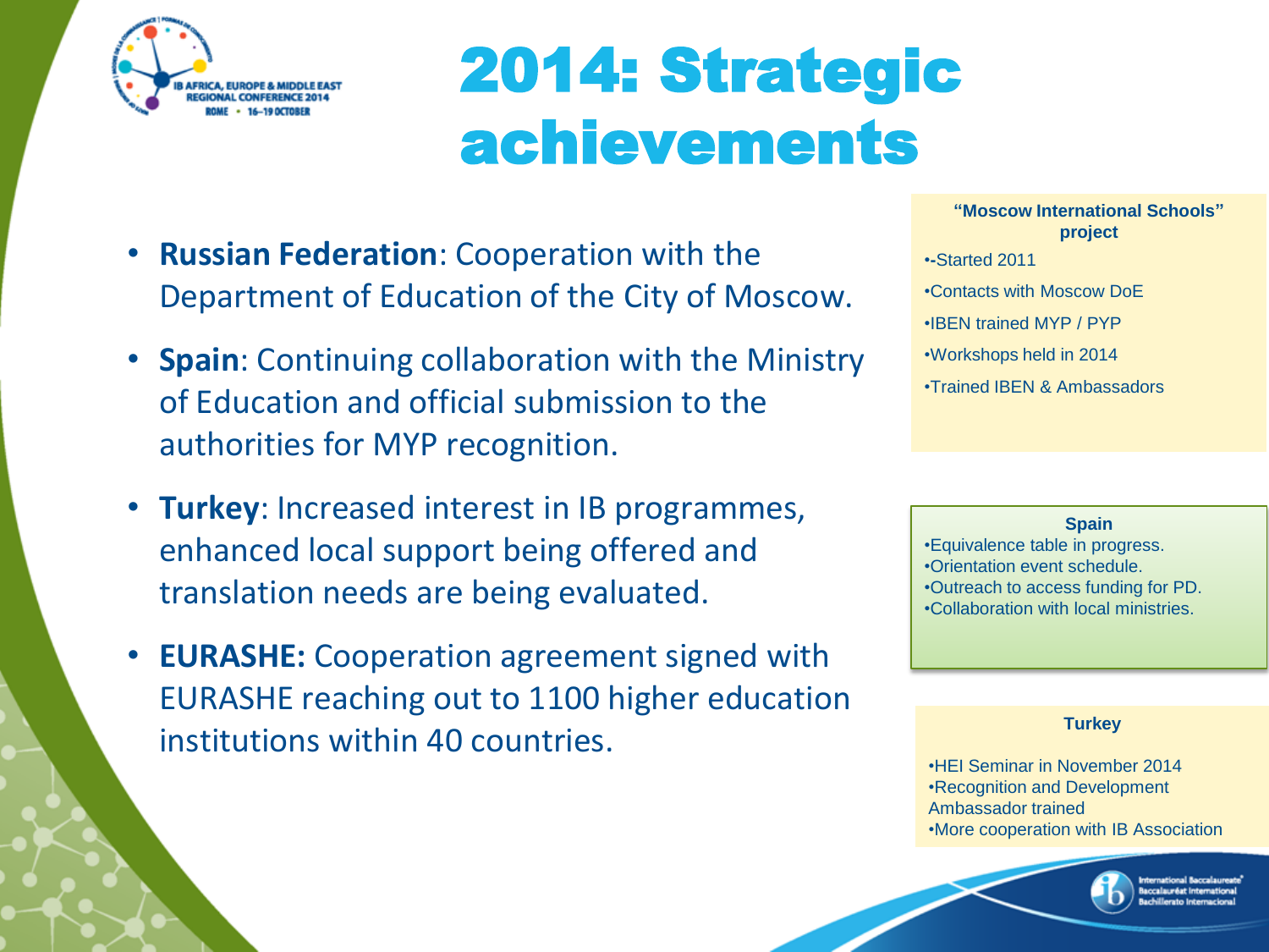# 2014: Strategic achievements

- **Russian Federation**: Cooperation with the Department of Education of the City of Moscow.
- **Spain**: Continuing collaboration with the Ministry of Education and official submission to the authorities for MYP recognition.
- **Turkey**: Increased interest in IB programmes, enhanced local support being offered and translation needs are being evaluated.
- **EURASHE:** Cooperation agreement signed with EURASHE reaching out to 1100 higher education institutions within 40 countries.

**"Moscow International Schools" project**

- -Started 2011
- Contacts with Moscow DoE
- IBEN trained MYP / PYP
- Workshops held in 2014
- Trained IBEN & Ambassadors

**Spain**

- Equivalence table in progress.
- Orientation event schedule.
- Outreach to access funding for PD.
- Collaboration with local ministries.

**Turkey**

- HEI Seminar in November 2014
- Recognition and Development Ambassador trained
- More cooperation with IB Association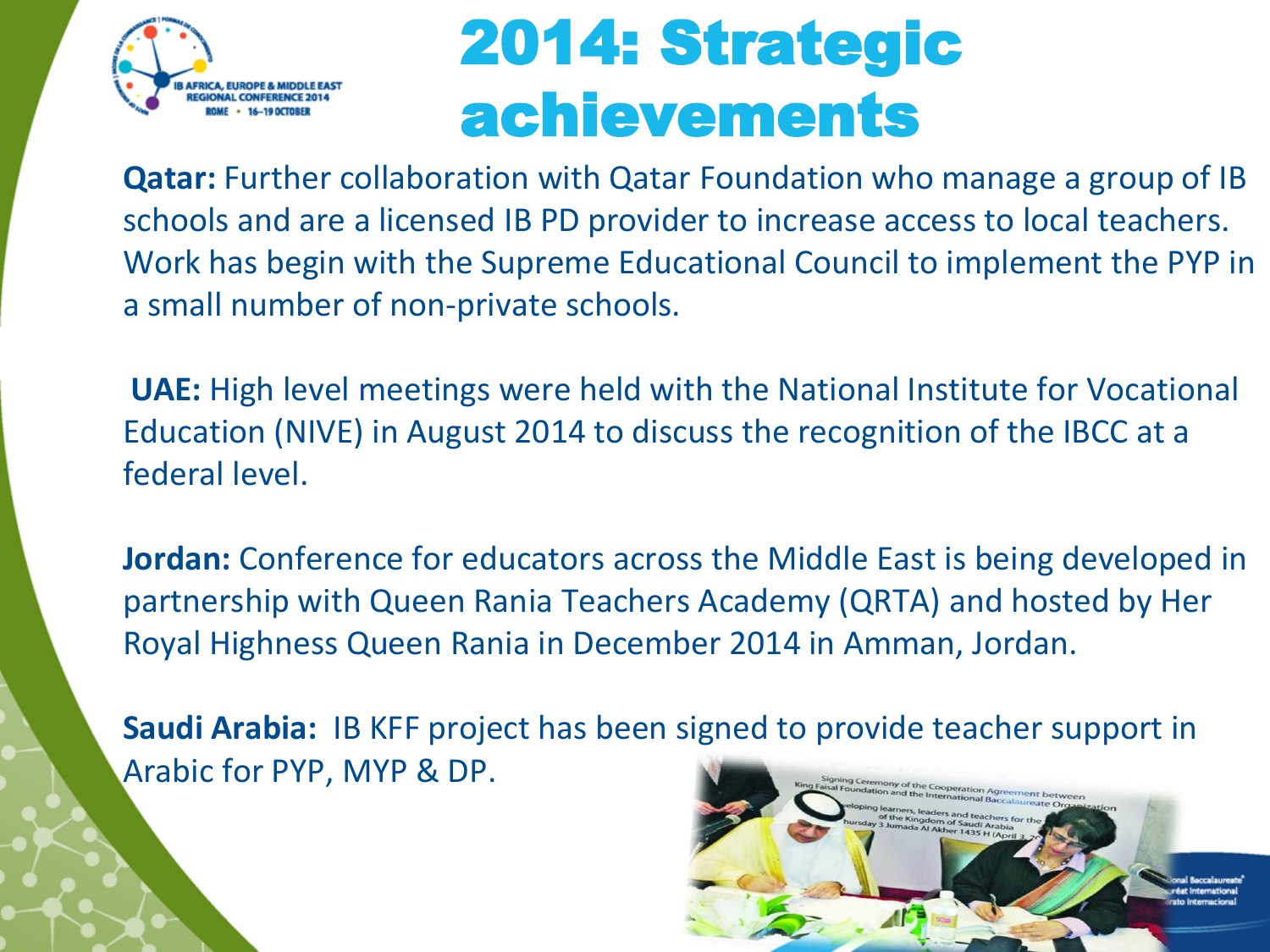# 2014: Strategic achievements

**Qatar:** Further collaboration with Qatar Foundation who manage a group of IB schools and are a licensed IB PD provider to increase access to local teachers. Work has begin with the Supreme Educational Council to implement the PYP in a small number of non-private schools.

**UAE:** High level meetings were held with the National Institute for Vocational Education (NIVE) in August 2014 to discuss the recognition of the IBCC at a federal level.

**Jordan:** Conference for educators across the Middle East is being developed in partnership with Queen Rania Teachers Academy (QRTA) and hosted by Her Royal Highness Queen Rania in December 2014 in Amman, Jordan.

**Saudi Arabia:** IB KFF project has been signed to provide teacher support in Arabic for PYP, MYP & DP.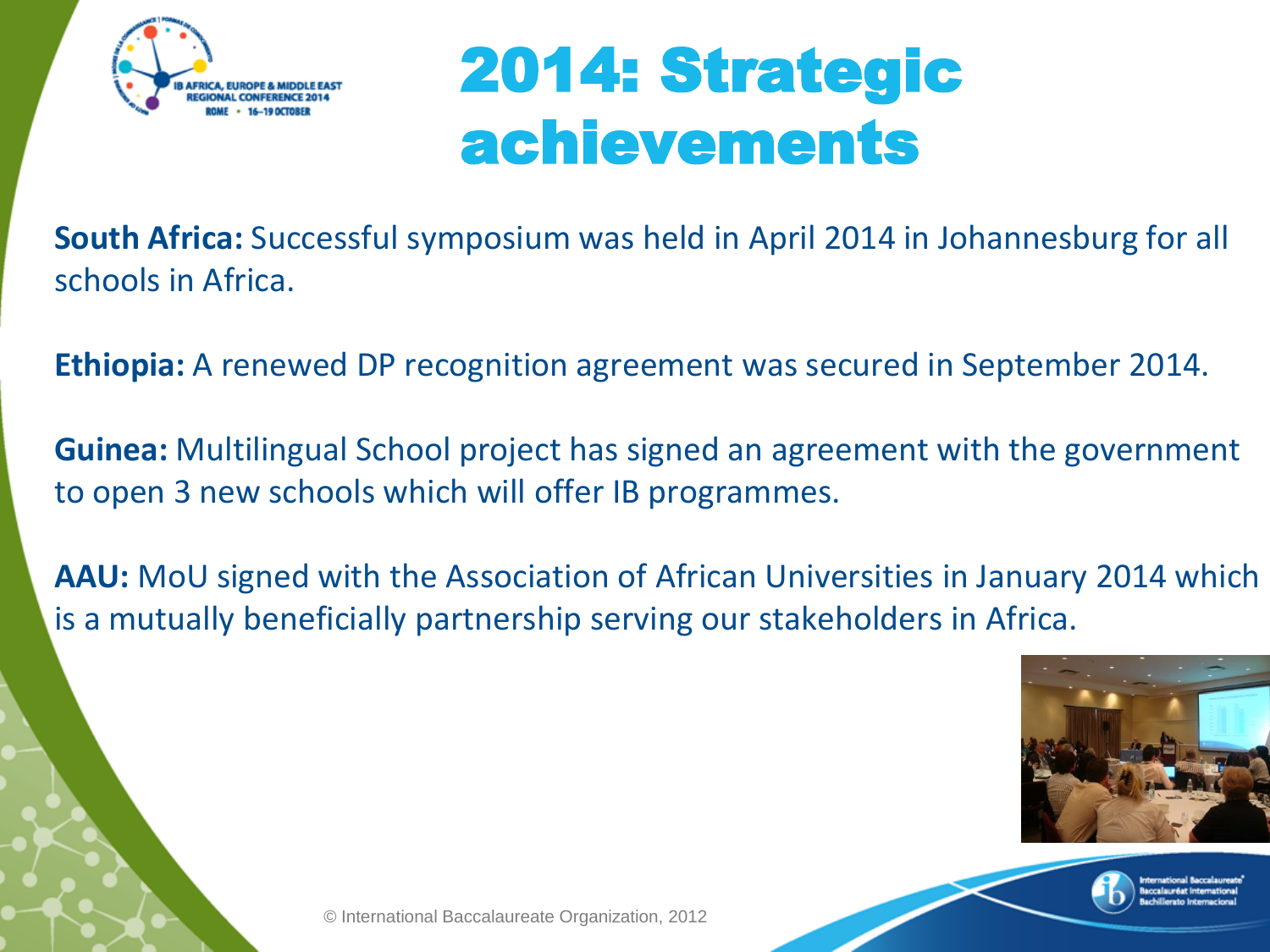# 2014: Strategic achievements

**South Africa:** Successful symposium was held in April 2014 in Johannesburg for all schools in Africa.

**Ethiopia:** A renewed DP recognition agreement was secured in September 2014.

**Guinea:** Multilingual School project has signed an agreement with the government to open 3 new schools which will offer IB programmes.

**AAU:** MoU signed with the Association of African Universities in January 2014 which is a mutually beneficially partnership serving our stakeholders in Africa.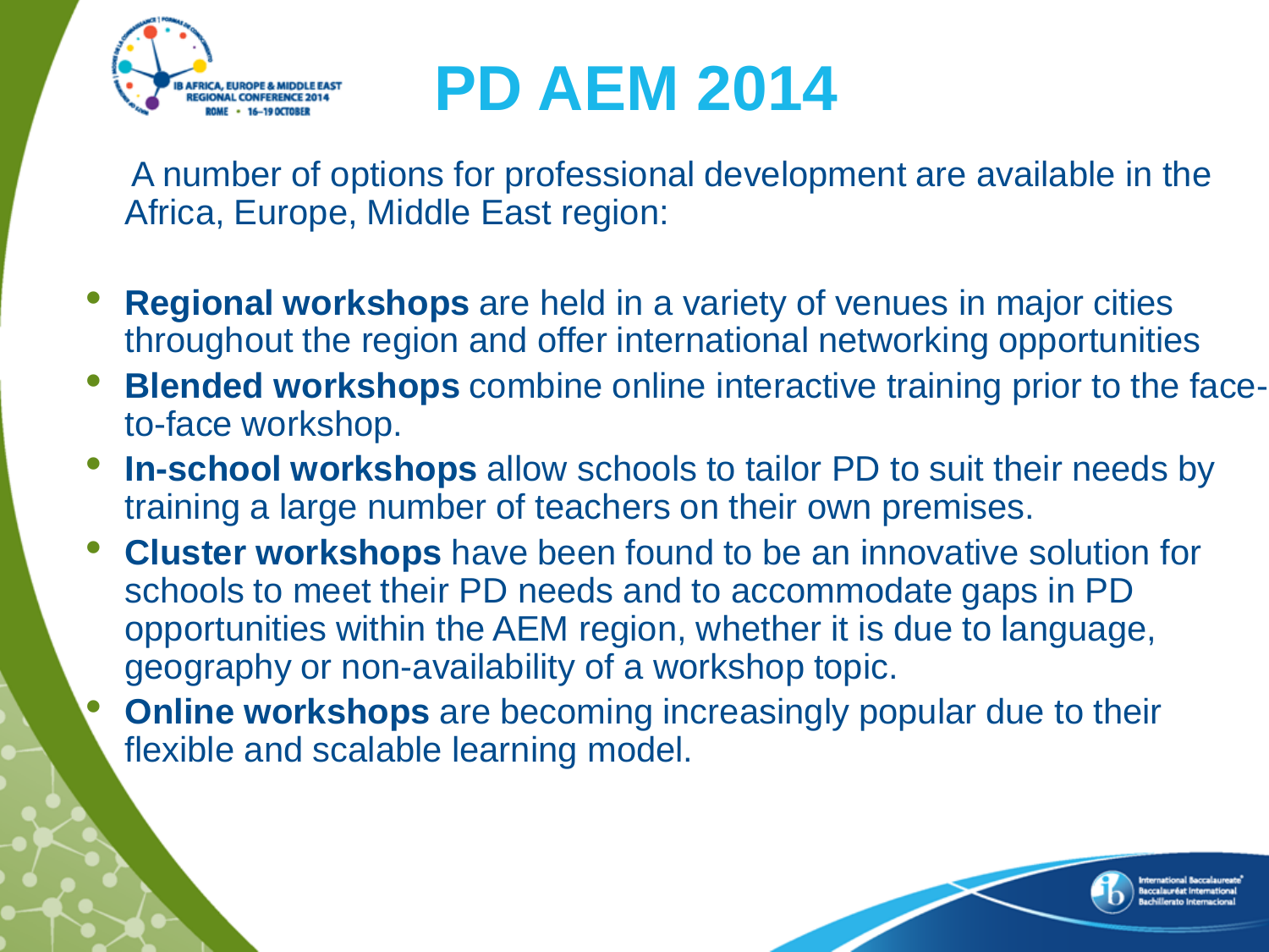# PD AEM 2014

A number of options for professional development are available in the Africa, Europe, Middle East region:

- **Regional workshops** are held in a variety of venues in major cities throughout the region and offer international networking opportunities
- **Blended workshops** combine online interactive training prior to the face-to-face workshop.
- **In-school workshops** allow schools to tailor PD to suit their needs by training a large number of teachers on their own premises.
- **Cluster workshops** have been found to be an innovative solution for schools to meet their PD needs and to accommodate gaps in PD opportunities within the AEM region, whether it is due to language, geography or non-availability of a workshop topic.
- **Online workshops** are becoming increasingly popular due to their flexible and scalable learning model.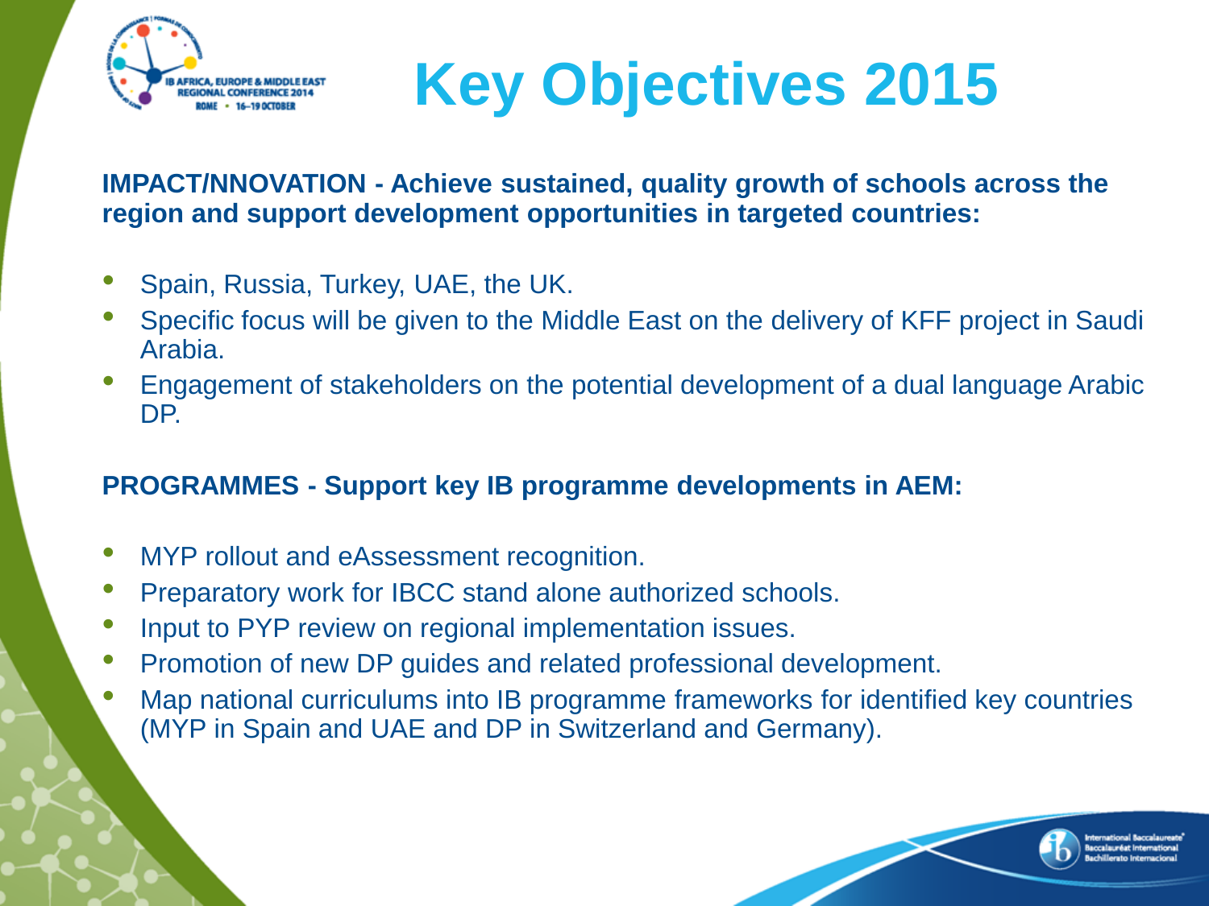# Key Objectives 2015

**IMPACT/INNOVATION - Achieve sustained, quality growth of schools across the region and support development opportunities in targeted countries:**

- Spain, Russia, Turkey, UAE, the UK.
- Specific focus will be given to the Middle East on the delivery of KFF project in Saudi Arabia.
- Engagement of stakeholders on the potential development of a dual language Arabic DP.

**PROGRAMMES - Support key IB programme developments in AEM:**

- MYP rollout and eAssessment recognition.
- Preparatory work for IBCC stand alone authorized schools.
- Input to PYP review on regional implementation issues.
- Promotion of new DP guides and related professional development.
- Map national curriculums into IB programme frameworks for identified key countries (MYP in Spain and UAE and DP in Switzerland and Germany).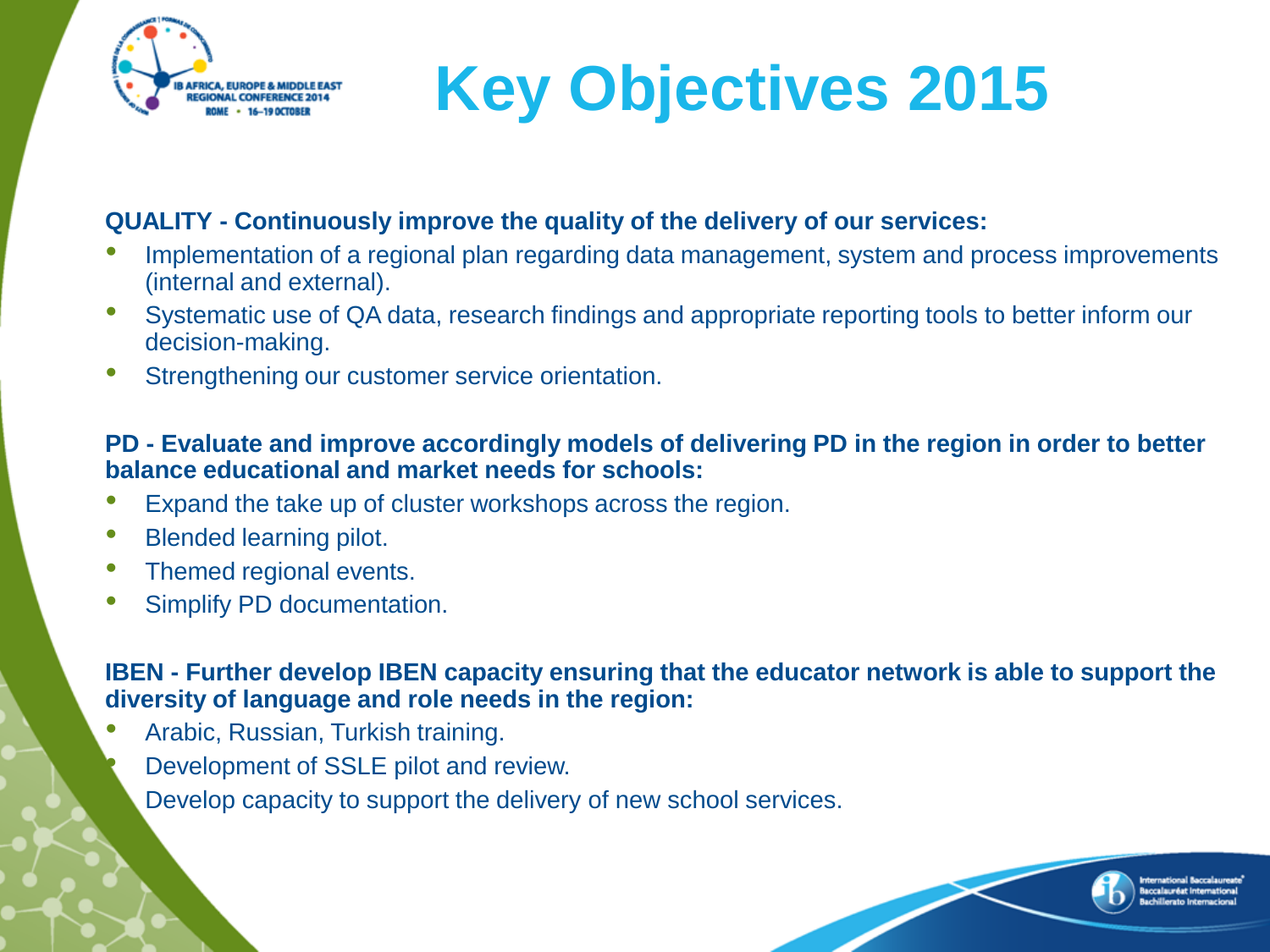# Key Objectives 2015

**QUALITY - Continuously improve the quality of the delivery of our services:**

- Implementation of a regional plan regarding data management, system and process improvements (internal and external).
- Systematic use of QA data, research findings and appropriate reporting tools to better inform our decision-making.
- Strengthening our customer service orientation.

**PD - Evaluate and improve accordingly models of delivering PD in the region in order to better balance educational and market needs for schools:**

- Expand the take up of cluster workshops across the region.
- Blended learning pilot.
- Themed regional events.
- Simplify PD documentation.

**IBEN - Further develop IBEN capacity ensuring that the educator network is able to support the diversity of language and role needs in the region:**

- Arabic, Russian, Turkish training.
- Development of SSLE pilot and review.
- Develop capacity to support the delivery of new school services.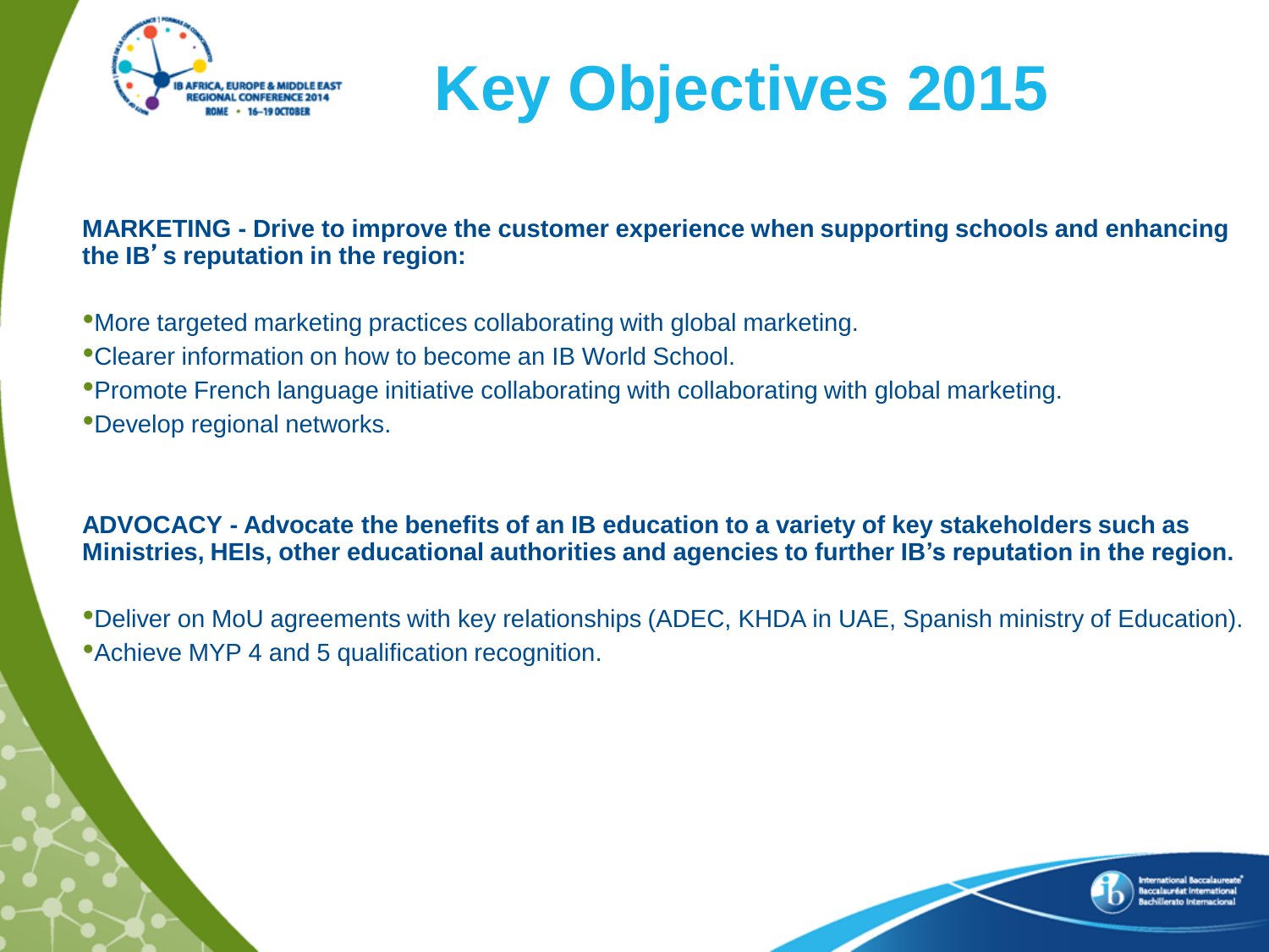# Key Objectives 2015

**MARKETING - Drive to improve the customer experience when supporting schools and enhancing the IB's reputation in the region:**

- More targeted marketing practices collaborating with global marketing.
- Clearer information on how to become an IB World School.
- Promote French language initiative collaborating with collaborating with global marketing.
- Develop regional networks.

**ADVOCACY - Advocate the benefits of an IB education to a variety of key stakeholders such as Ministries, HEIs, other educational authorities and agencies to further IB's reputation in the region.**

- Deliver on MoU agreements with key relationships (ADEC, KHDA in UAE, Spanish ministry of Education).
- Achieve MYP 4 and 5 qualification recognition.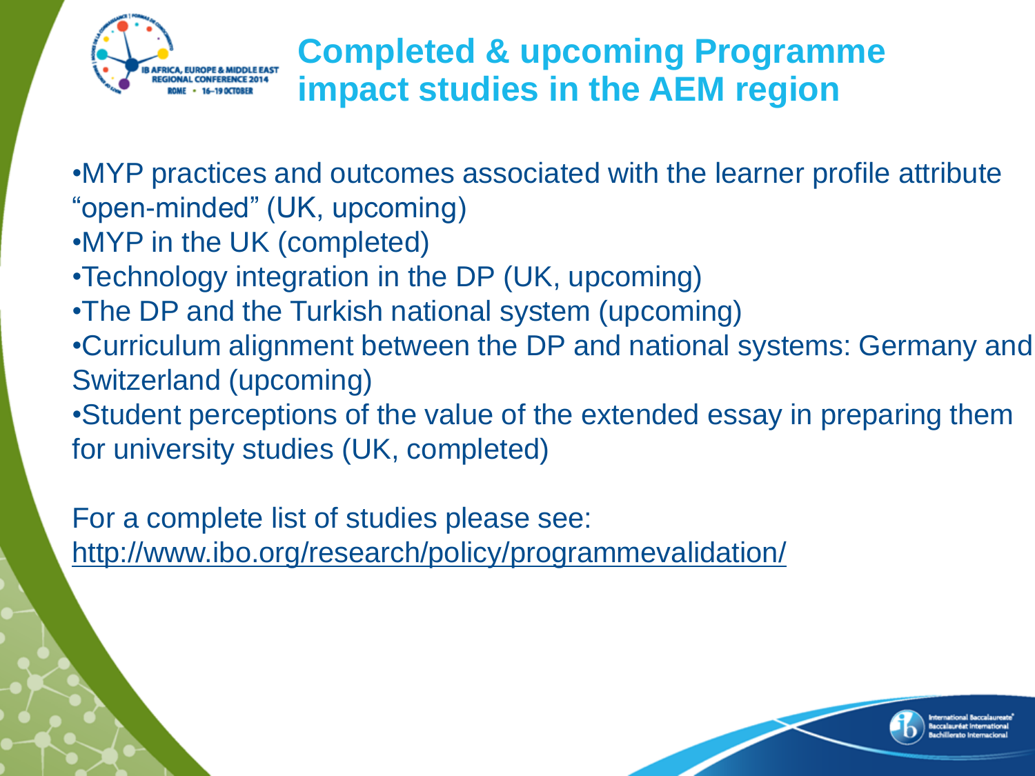# Completed & upcoming Programme impact studies in the AEM region

- MYP practices and outcomes associated with the learner profile attribute "open-minded" (UK, upcoming)
- MYP in the UK (completed)
- Technology integration in the DP (UK, upcoming)
- The DP and the Turkish national system (upcoming)
- Curriculum alignment between the DP and national systems: Germany and Switzerland (upcoming)
- Student perceptions of the value of the extended essay in preparing them for university studies (UK, completed)

For a complete list of studies please see:
http://www.ibo.org/research/policy/programmevalidation/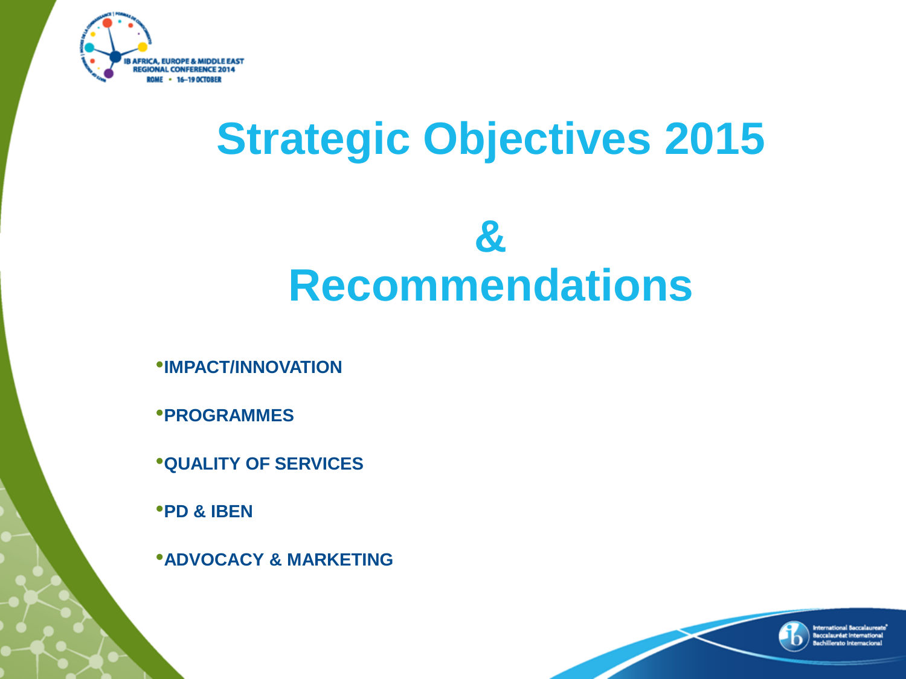# Strategic Objectives 2015

# & Recommendations

- IMPACT/INNOVATION
- PROGRAMMES
- QUALITY OF SERVICES
- PD & IBEN
- ADVOCACY & MARKETING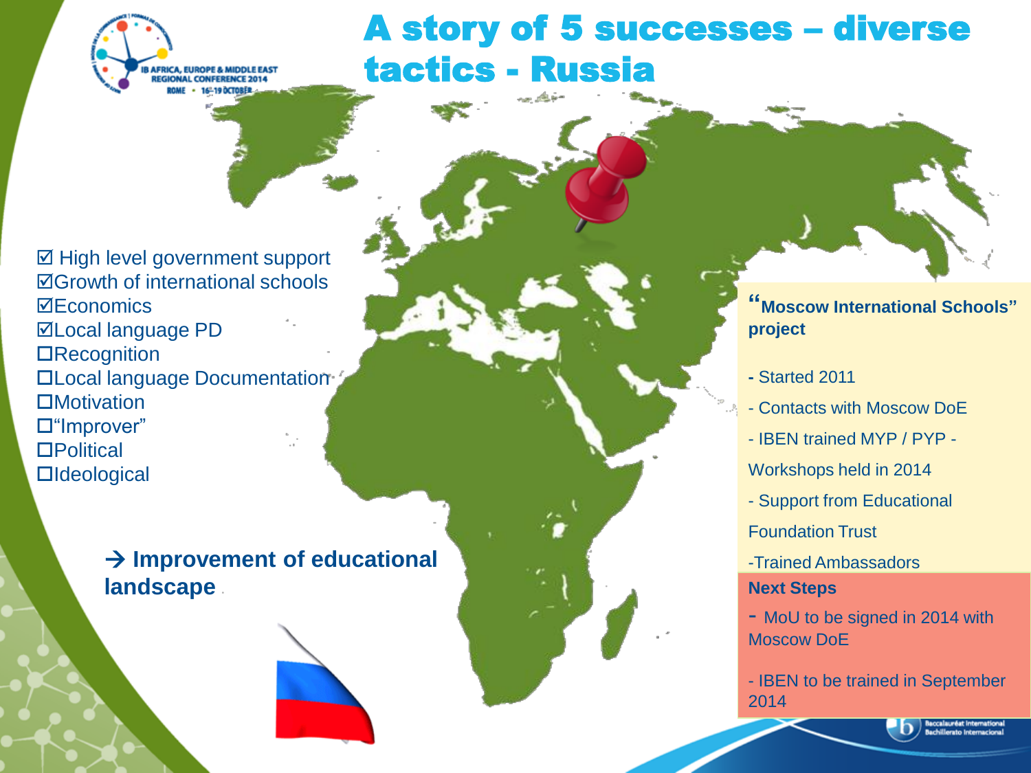# A story of 5 successes – diverse tactics - Russia

- ☑ High level government support
- ☑Growth of international schools
- ☑Economics
- ☑Local language PD
- ☐Recognition
- ☐Local language Documentation
- ☐Motivation
- ☐"Improver"
- ☐Political
- ☐Ideological

**→ Improvement of educational landscape**

**"Moscow International Schools" project**

- Started 2011
- Contacts with Moscow DoE
- IBEN trained MYP / PYP - Workshops held in 2014
- Support from Educational Foundation Trust
- Trained Ambassadors

**Next Steps**

- MoU to be signed in 2014 with Moscow DoE
- IBEN to be trained in September 2014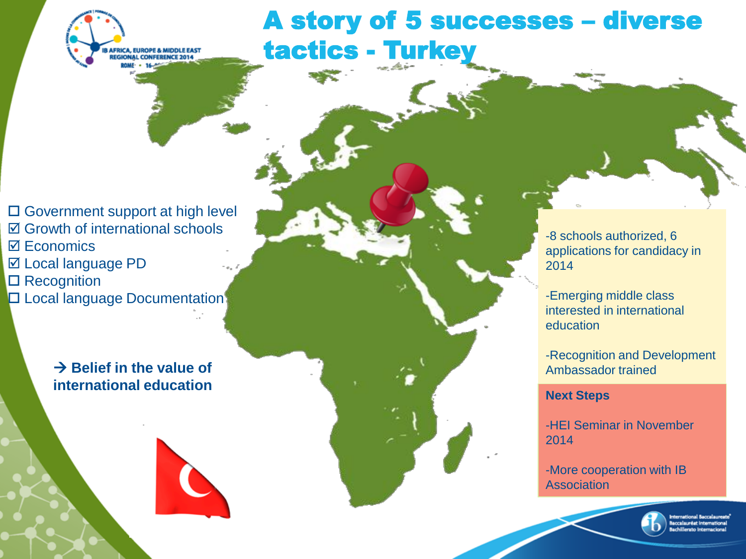# A story of 5 successes – diverse tactics - Turkey

- ☐ Government support at high level
- ☑ Growth of international schools
- ☑ Economics
- ☑ Local language PD
- ☐ Recognition
- ☐ Local language Documentation

→ **Belief in the value of international education**

-8 schools authorized, 6 applications for candidacy in 2014

-Emerging middle class interested in international education

-Recognition and Development Ambassador trained

**Next Steps**

-HEI Seminar in November 2014

-More cooperation with IB Association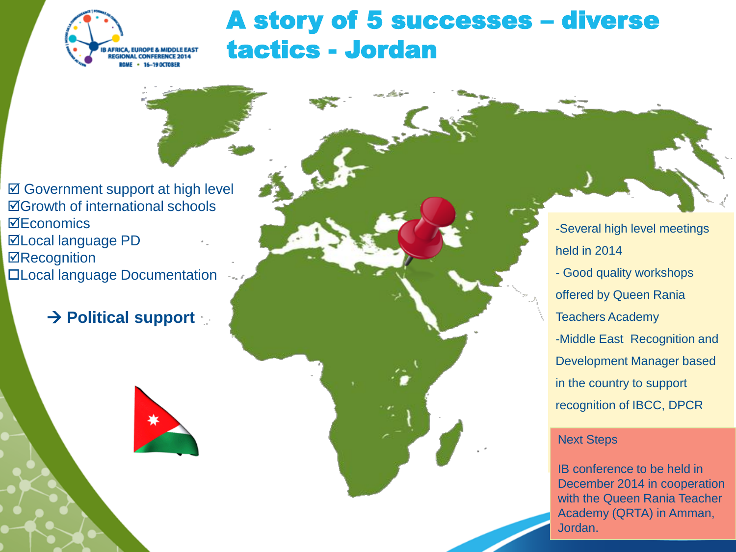# A story of 5 successes – diverse tactics - Jordan

- ☑ Government support at high level
- ☑ Growth of international schools
- ☑ Economics
- ☑ Local language PD
- ☑ Recognition
- ☐ Local language Documentation

→ **Political support**

-Several high level meetings held in 2014

- Good quality workshops offered by Queen Rania Teachers Academy

-Middle East Recognition and Development Manager based in the country to support recognition of IBCC, DPCR

Next Steps

IB conference to be held in December 2014 in cooperation with the Queen Rania Teacher Academy (QRTA) in Amman, Jordan.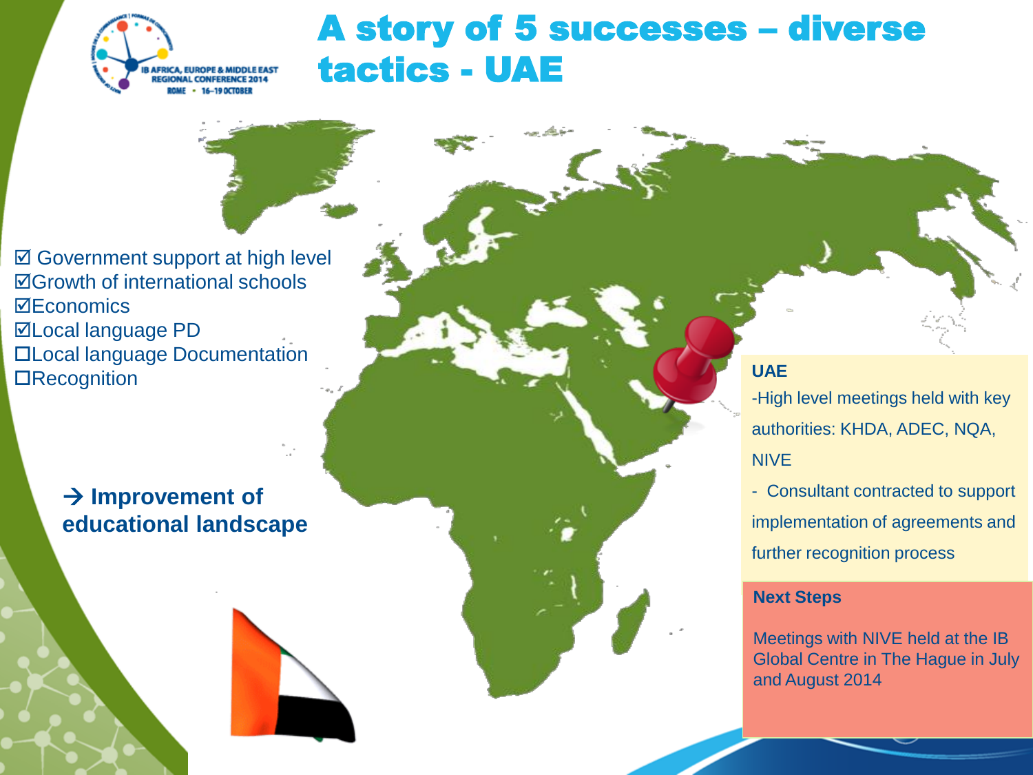# A story of 5 successes – diverse tactics - UAE

- ☑ Government support at high level
- ☑ Growth of international schools
- ☑ Economics
- ☑ Local language PD
- ☐ Local language Documentation
- ☐ Recognition

→ **Improvement of educational landscape**

**UAE**

- High level meetings held with key authorities: KHDA, ADEC, NQA, NIVE
- Consultant contracted to support implementation of agreements and further recognition process

**Next Steps**

Meetings with NIVE held at the IB Global Centre in The Hague in July and August 2014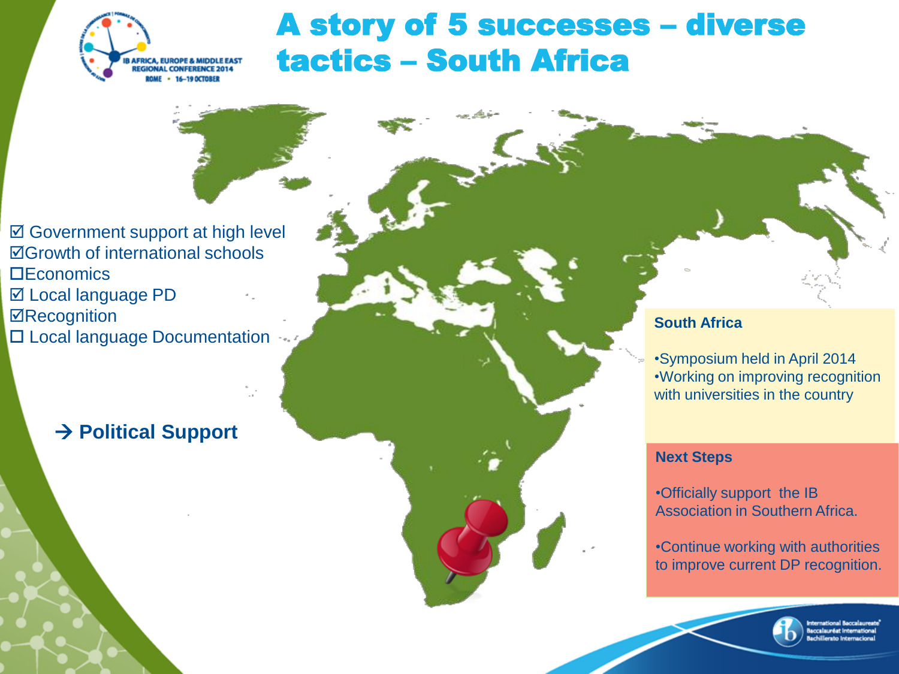# A story of 5 successes – diverse tactics – South Africa

- ☑ Government support at high level
- ☑Growth of international schools
- ☐Economics
- ☑ Local language PD
- ☑Recognition
- ☐ Local language Documentation

→ **Political Support**

**South Africa**

- Symposium held in April 2014
- Working on improving recognition with universities in the country

**Next Steps**

- Officially support the IB Association in Southern Africa.
- Continue working with authorities to improve current DP recognition.